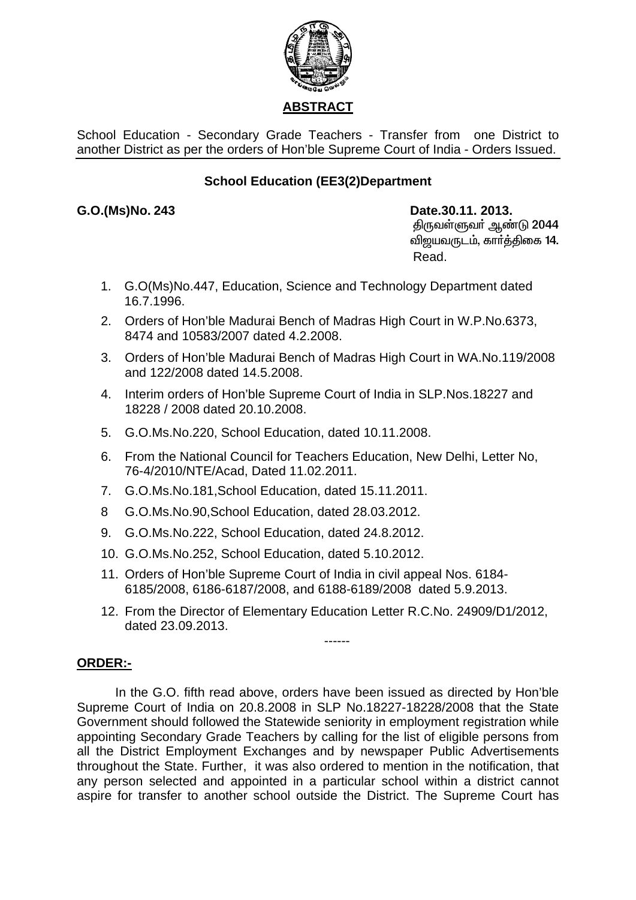## ABSTRACT

School Education - Secondary Grade Teachers - Transfer from one District to another District as per the orders of Hon'ble Supreme Court of India - Orders Issued.

---

### School Education (EE3(2)Department

**G.O.(Ms)No. 243** **Date.30.11. 2013.**

திருவள்ளுவர் ஆண்டு 2044
விஜயவருடம், கார்த்திகை 14.
Read.

1. G.O(Ms)No.447, Education, Science and Technology Department dated 16.7.1996.
2. Orders of Hon'ble Madurai Bench of Madras High Court in W.P.No.6373, 8474 and 10583/2007 dated 4.2.2008.
3. Orders of Hon'ble Madurai Bench of Madras High Court in WA.No.119/2008 and 122/2008 dated 14.5.2008.
4. Interim orders of Hon'ble Supreme Court of India in SLP.Nos.18227 and 18228 / 2008 dated 20.10.2008.
5. G.O.Ms.No.220, School Education, dated 10.11.2008.
6. From the National Council for Teachers Education, New Delhi, Letter No, 76-4/2010/NTE/Acad, Dated 11.02.2011.
7. G.O.Ms.No.181,School Education, dated 15.11.2011.
8. G.O.Ms.No.90,School Education, dated 28.03.2012.
9. G.O.Ms.No.222, School Education, dated 24.8.2012.
10. G.O.Ms.No.252, School Education, dated 5.10.2012.
11. Orders of Hon'ble Supreme Court of India in civil appeal Nos. 6184-6185/2008, 6186-6187/2008, and 6188-6189/2008 dated 5.9.2013.
12. From the Director of Elementary Education Letter R.C.No. 24909/D1/2012, dated 23.09.2013.

------

**ORDER:-**

In the G.O. fifth read above, orders have been issued as directed by Hon'ble Supreme Court of India on 20.8.2008 in SLP No.18227-18228/2008 that the State Government should followed the Statewide seniority in employment registration while appointing Secondary Grade Teachers by calling for the list of eligible persons from all the District Employment Exchanges and by newspaper Public Advertisements throughout the State. Further, it was also ordered to mention in the notification, that any person selected and appointed in a particular school within a district cannot aspire for transfer to another school outside the District. The Supreme Court has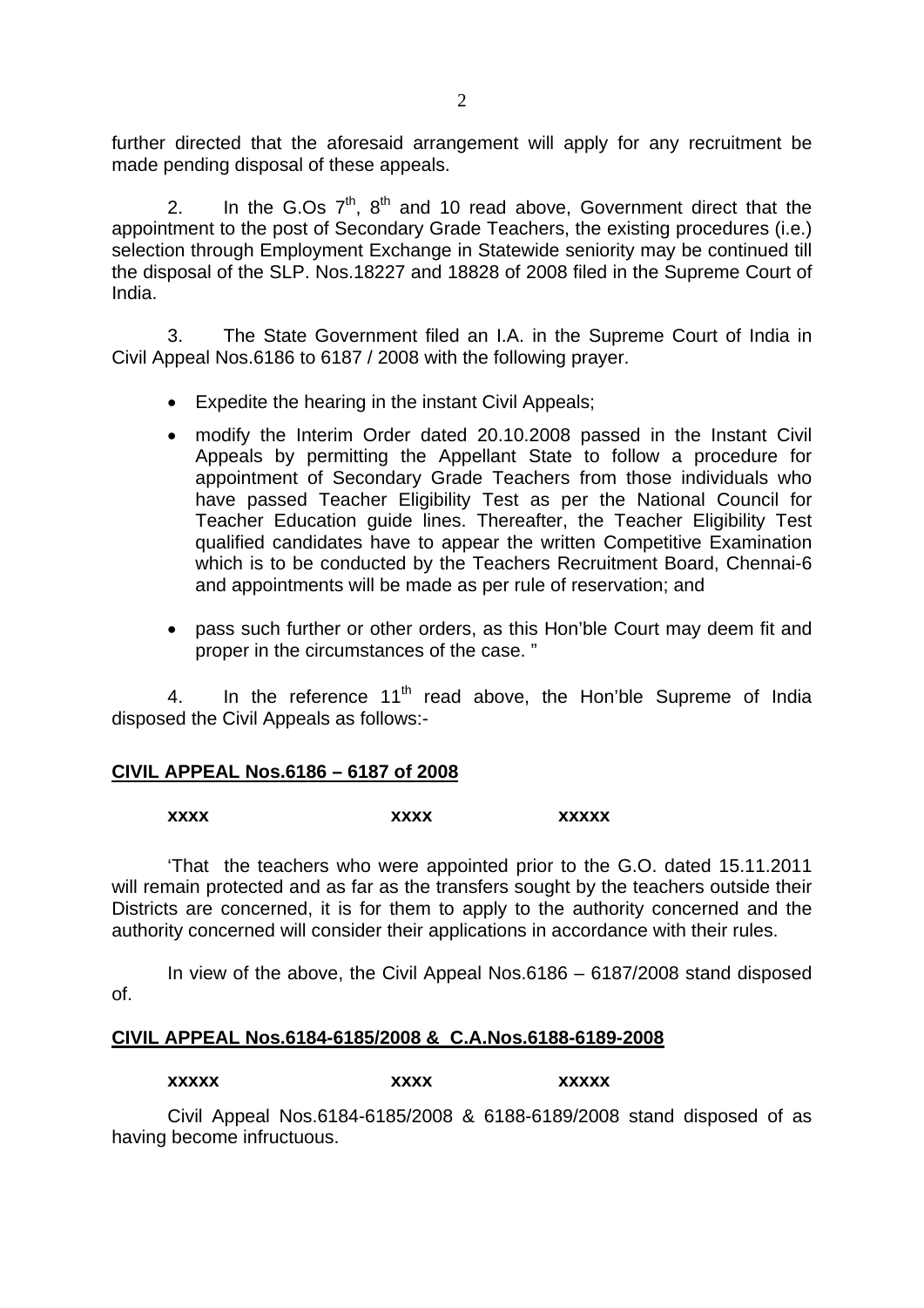further directed that the aforesaid arrangement will apply for any recruitment be made pending disposal of these appeals.

2. In the G.Os 7th, 8th and 10 read above, Government direct that the appointment to the post of Secondary Grade Teachers, the existing procedures (i.e.) selection through Employment Exchange in Statewide seniority may be continued till the disposal of the SLP. Nos.18227 and 18828 of 2008 filed in the Supreme Court of India.

3. The State Government filed an I.A. in the Supreme Court of India in Civil Appeal Nos.6186 to 6187 / 2008 with the following prayer.

- Expedite the hearing in the instant Civil Appeals;
- modify the Interim Order dated 20.10.2008 passed in the Instant Civil Appeals by permitting the Appellant State to follow a procedure for appointment of Secondary Grade Teachers from those individuals who have passed Teacher Eligibility Test as per the National Council for Teacher Education guide lines. Thereafter, the Teacher Eligibility Test qualified candidates have to appear the written Competitive Examination which is to be conducted by the Teachers Recruitment Board, Chennai-6 and appointments will be made as per rule of reservation; and
- pass such further or other orders, as this Hon'ble Court may deem fit and proper in the circumstances of the case. "

4. In the reference 11th read above, the Hon'ble Supreme of India disposed the Civil Appeals as follows:-

**CIVIL APPEAL Nos.6186 – 6187 of 2008**

**xxxx xxxx xxxxx**

'That the teachers who were appointed prior to the G.O. dated 15.11.2011 will remain protected and as far as the transfers sought by the teachers outside their Districts are concerned, it is for them to apply to the authority concerned and the authority concerned will consider their applications in accordance with their rules.

In view of the above, the Civil Appeal Nos.6186 – 6187/2008 stand disposed of.

**CIVIL APPEAL Nos.6184-6185/2008 & C.A.Nos.6188-6189-2008**

**xxxxx xxxx xxxxx**

Civil Appeal Nos.6184-6185/2008 & 6188-6189/2008 stand disposed of as having become infructuous.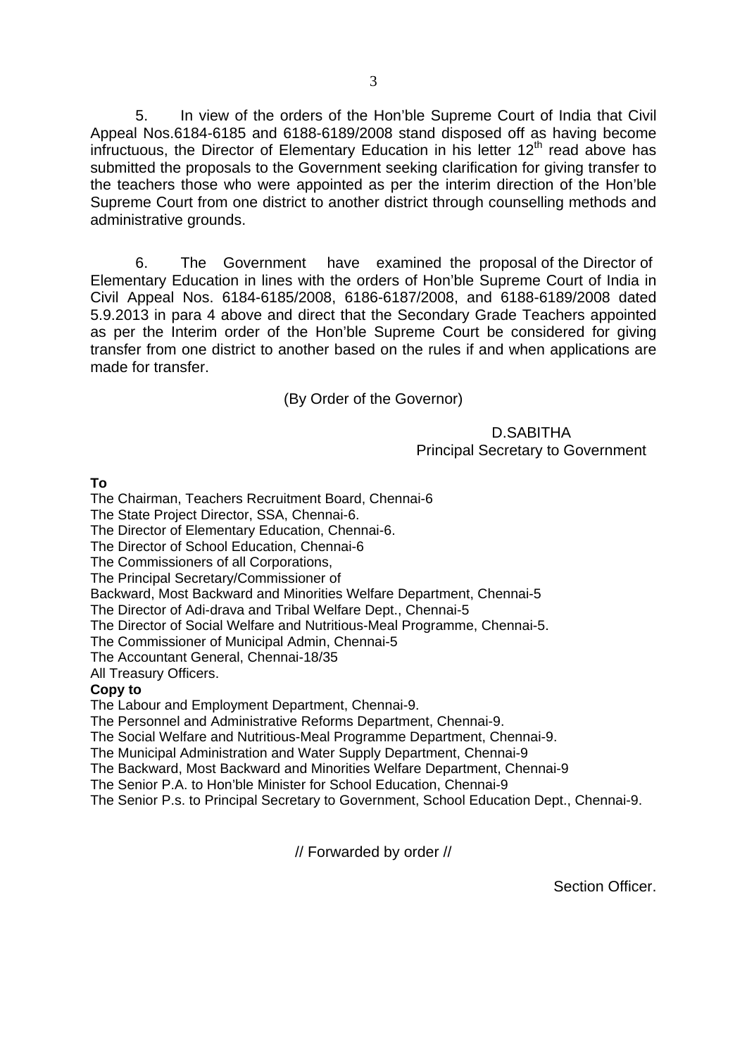5. In view of the orders of the Hon'ble Supreme Court of India that Civil Appeal Nos.6184-6185 and 6188-6189/2008 stand disposed off as having become infructuous, the Director of Elementary Education in his letter 12th read above has submitted the proposals to the Government seeking clarification for giving transfer to the teachers those who were appointed as per the interim direction of the Hon'ble Supreme Court from one district to another district through counselling methods and administrative grounds.

6. The Government have examined the proposal of the Director of Elementary Education in lines with the orders of Hon'ble Supreme Court of India in Civil Appeal Nos. 6184-6185/2008, 6186-6187/2008, and 6188-6189/2008 dated 5.9.2013 in para 4 above and direct that the Secondary Grade Teachers appointed as per the Interim order of the Hon'ble Supreme Court be considered for giving transfer from one district to another based on the rules if and when applications are made for transfer.

(By Order of the Governor)

D.SABITHA
Principal Secretary to Government

**To**

The Chairman, Teachers Recruitment Board, Chennai-6
The State Project Director, SSA, Chennai-6.
The Director of Elementary Education, Chennai-6.
The Director of School Education, Chennai-6
The Commissioners of all Corporations,
The Principal Secretary/Commissioner of
Backward, Most Backward and Minorities Welfare Department, Chennai-5
The Director of Adi-drava and Tribal Welfare Dept., Chennai-5
The Director of Social Welfare and Nutritious-Meal Programme, Chennai-5.
The Commissioner of Municipal Admin, Chennai-5
The Accountant General, Chennai-18/35
All Treasury Officers.

**Copy to**

The Labour and Employment Department, Chennai-9.
The Personnel and Administrative Reforms Department, Chennai-9.
The Social Welfare and Nutritious-Meal Programme Department, Chennai-9.
The Municipal Administration and Water Supply Department, Chennai-9
The Backward, Most Backward and Minorities Welfare Department, Chennai-9
The Senior P.A. to Hon'ble Minister for School Education, Chennai-9
The Senior P.s. to Principal Secretary to Government, School Education Dept., Chennai-9.

// Forwarded by order //

Section Officer.